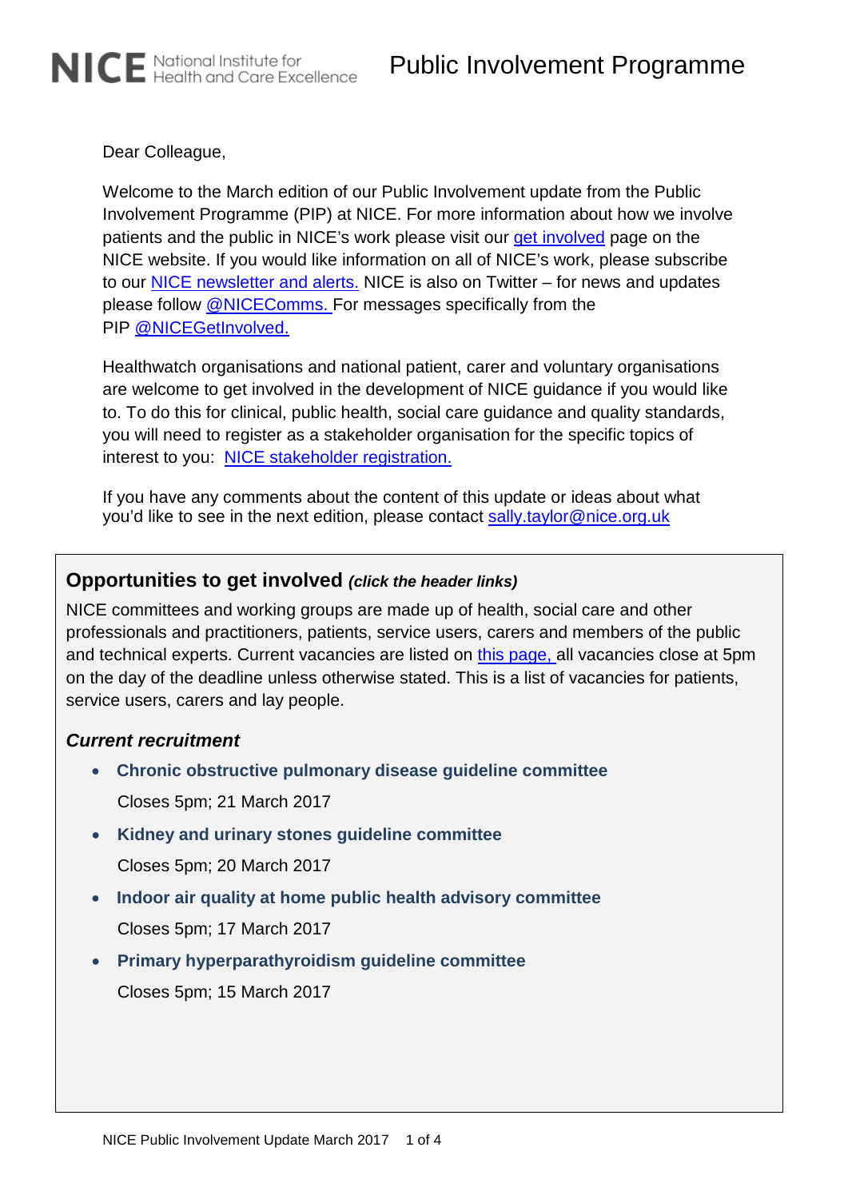NICE National Institute for Health and Care Excellence

# Public Involvement Programme

Dear Colleague,

Welcome to the March edition of our Public Involvement update from the Public Involvement Programme (PIP) at NICE. For more information about how we involve patients and the public in NICE's work please visit our get involved page on the NICE website. If you would like information on all of NICE's work, please subscribe to our NICE newsletter and alerts. NICE is also on Twitter – for news and updates please follow @NICEComms. For messages specifically from the PIP @NICEGetInvolved.

Healthwatch organisations and national patient, carer and voluntary organisations are welcome to get involved in the development of NICE guidance if you would like to. To do this for clinical, public health, social care guidance and quality standards, you will need to register as a stakeholder organisation for the specific topics of interest to you: NICE stakeholder registration.

If you have any comments about the content of this update or ideas about what you'd like to see in the next edition, please contact sally.taylor@nice.org.uk

## Opportunities to get involved *(click the header links)*

NICE committees and working groups are made up of health, social care and other professionals and practitioners, patients, service users, carers and members of the public and technical experts. Current vacancies are listed on this page, all vacancies close at 5pm on the day of the deadline unless otherwise stated. This is a list of vacancies for patients, service users, carers and lay people.

### *Current recruitment*

- **Chronic obstructive pulmonary disease guideline committee**

  Closes 5pm; 21 March 2017

- **Kidney and urinary stones guideline committee**

  Closes 5pm; 20 March 2017

- **Indoor air quality at home public health advisory committee**

  Closes 5pm; 17 March 2017

- **Primary hyperparathyroidism guideline committee**

  Closes 5pm; 15 March 2017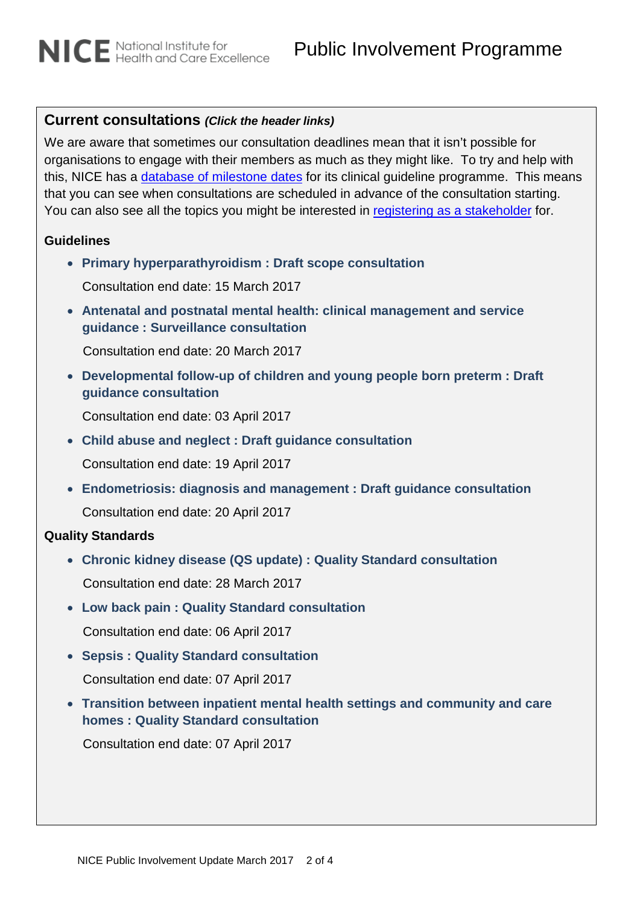## Current consultations *(Click the header links)*

We are aware that sometimes our consultation deadlines mean that it isn't possible for organisations to engage with their members as much as they might like. To try and help with this, NICE has a database of milestone dates for its clinical guideline programme. This means that you can see when consultations are scheduled in advance of the consultation starting. You can also see all the topics you might be interested in registering as a stakeholder for.

### Guidelines

- **Primary hyperparathyroidism : Draft scope consultation**

  Consultation end date: 15 March 2017

- **Antenatal and postnatal mental health: clinical management and service guidance : Surveillance consultation**

  Consultation end date: 20 March 2017

- **Developmental follow-up of children and young people born preterm : Draft guidance consultation**

  Consultation end date: 03 April 2017

- **Child abuse and neglect : Draft guidance consultation**

  Consultation end date: 19 April 2017

- **Endometriosis: diagnosis and management : Draft guidance consultation**

  Consultation end date: 20 April 2017

### Quality Standards

- **Chronic kidney disease (QS update) : Quality Standard consultation**

  Consultation end date: 28 March 2017

- **Low back pain : Quality Standard consultation**

  Consultation end date: 06 April 2017

- **Sepsis : Quality Standard consultation**

  Consultation end date: 07 April 2017

- **Transition between inpatient mental health settings and community and care homes : Quality Standard consultation**

  Consultation end date: 07 April 2017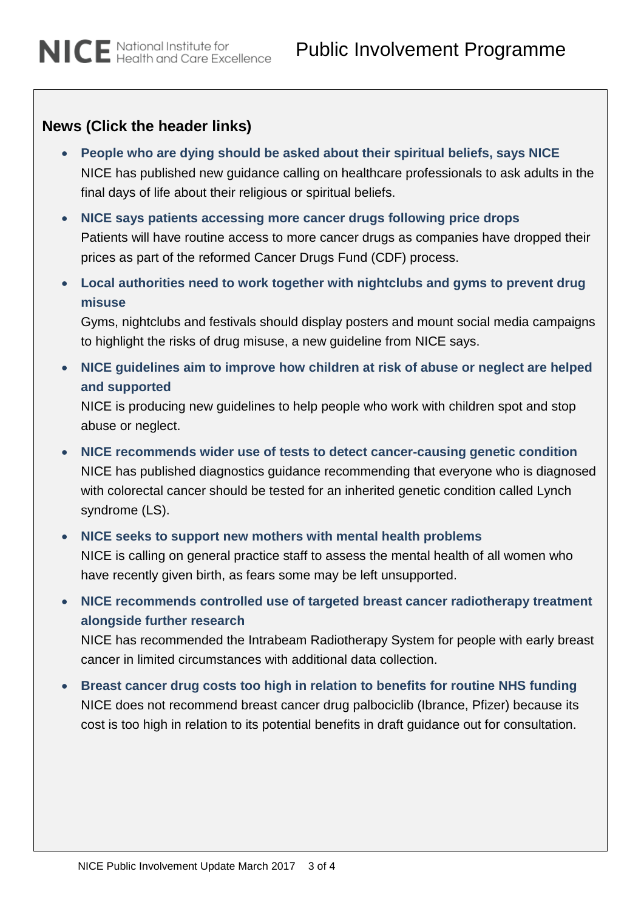## News (Click the header links)

- **People who are dying should be asked about their spiritual beliefs, says NICE**
  NICE has published new guidance calling on healthcare professionals to ask adults in the final days of life about their religious or spiritual beliefs.
- **NICE says patients accessing more cancer drugs following price drops**
  Patients will have routine access to more cancer drugs as companies have dropped their prices as part of the reformed Cancer Drugs Fund (CDF) process.
- **Local authorities need to work together with nightclubs and gyms to prevent drug misuse**
  Gyms, nightclubs and festivals should display posters and mount social media campaigns to highlight the risks of drug misuse, a new guideline from NICE says.
- **NICE guidelines aim to improve how children at risk of abuse or neglect are helped and supported**
  NICE is producing new guidelines to help people who work with children spot and stop abuse or neglect.
- **NICE recommends wider use of tests to detect cancer-causing genetic condition**
  NICE has published diagnostics guidance recommending that everyone who is diagnosed with colorectal cancer should be tested for an inherited genetic condition called Lynch syndrome (LS).
- **NICE seeks to support new mothers with mental health problems**
  NICE is calling on general practice staff to assess the mental health of all women who have recently given birth, as fears some may be left unsupported.
- **NICE recommends controlled use of targeted breast cancer radiotherapy treatment alongside further research**
  NICE has recommended the Intrabeam Radiotherapy System for people with early breast cancer in limited circumstances with additional data collection.
- **Breast cancer drug costs too high in relation to benefits for routine NHS funding**
  NICE does not recommend breast cancer drug palbociclib (Ibrance, Pfizer) because its cost is too high in relation to its potential benefits in draft guidance out for consultation.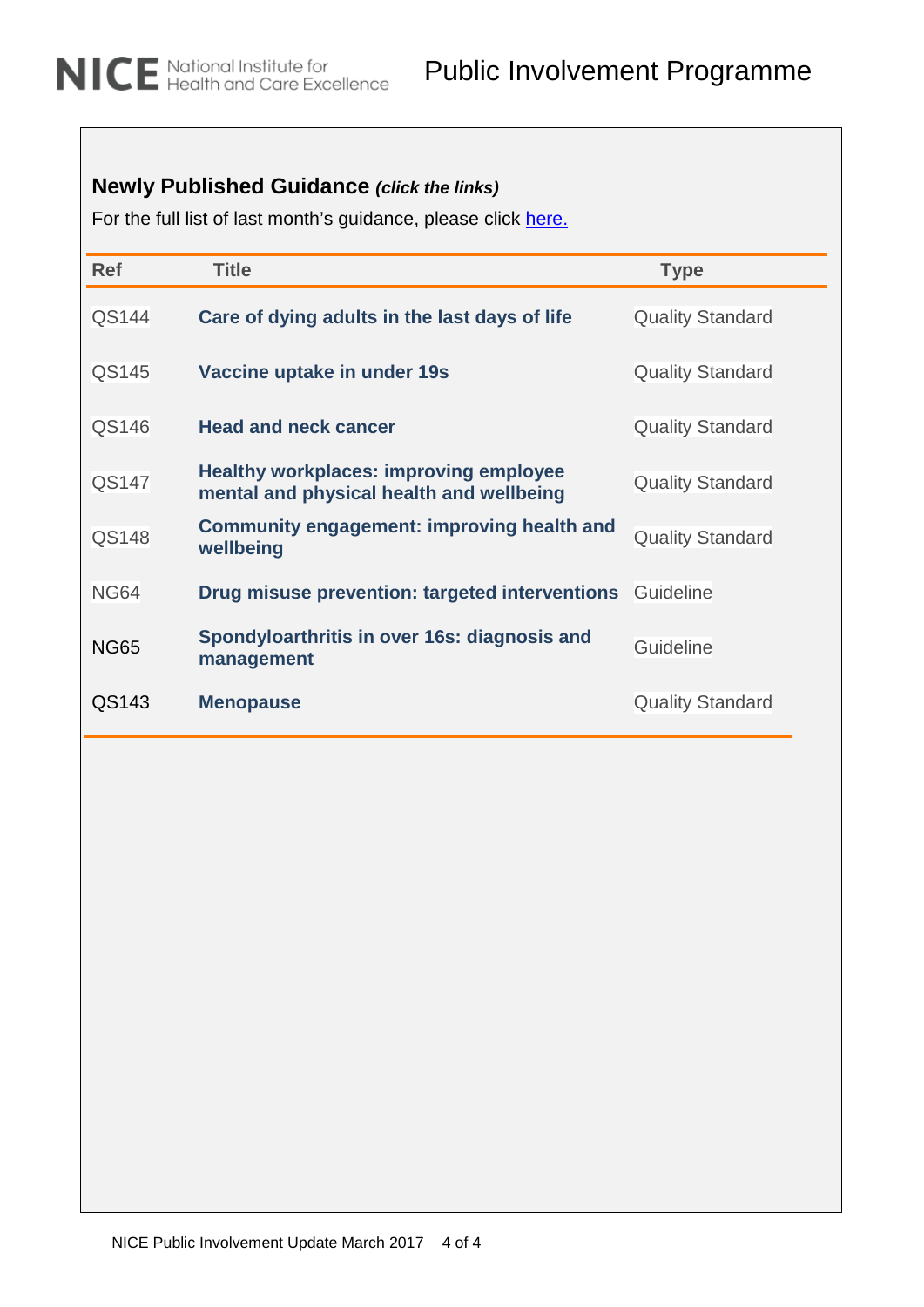## Newly Published Guidance *(click the links)*

For the full list of last month's guidance, please click here.

| Ref | Title | Type |
|---|---|---|
| QS144 | **Care of dying adults in the last days of life** | Quality Standard |
| QS145 | **Vaccine uptake in under 19s** | Quality Standard |
| QS146 | **Head and neck cancer** | Quality Standard |
| QS147 | **Healthy workplaces: improving employee mental and physical health and wellbeing** | Quality Standard |
| QS148 | **Community engagement: improving health and wellbeing** | Quality Standard |
| NG64 | **Drug misuse prevention: targeted interventions** | Guideline |
| NG65 | **Spondyloarthritis in over 16s: diagnosis and management** | Guideline |
| QS143 | **Menopause** | Quality Standard |